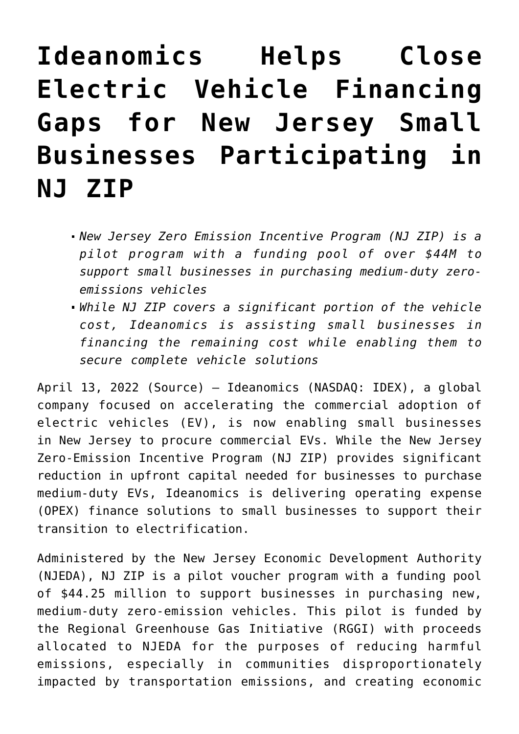# Ideanomics Helps Close Electric Vehicle Financing Gaps for New Jersey Small Businesses Participating in NJ ZIP

- *New Jersey Zero Emission Incentive Program (NJ ZIP) is a pilot program with a funding pool of over $44M to support small businesses in purchasing medium-duty zero-emissions vehicles*
- *While NJ ZIP covers a significant portion of the vehicle cost, Ideanomics is assisting small businesses in financing the remaining cost while enabling them to secure complete vehicle solutions*

April 13, 2022 (Source) — Ideanomics (NASDAQ: IDEX), a global company focused on accelerating the commercial adoption of electric vehicles (EV), is now enabling small businesses in New Jersey to procure commercial EVs. While the New Jersey Zero-Emission Incentive Program (NJ ZIP) provides significant reduction in upfront capital needed for businesses to purchase medium-duty EVs, Ideanomics is delivering operating expense (OPEX) finance solutions to small businesses to support their transition to electrification.

Administered by the New Jersey Economic Development Authority (NJEDA), NJ ZIP is a pilot voucher program with a funding pool of $44.25 million to support businesses in purchasing new, medium-duty zero-emission vehicles. This pilot is funded by the Regional Greenhouse Gas Initiative (RGGI) with proceeds allocated to NJEDA for the purposes of reducing harmful emissions, especially in communities disproportionately impacted by transportation emissions, and creating economic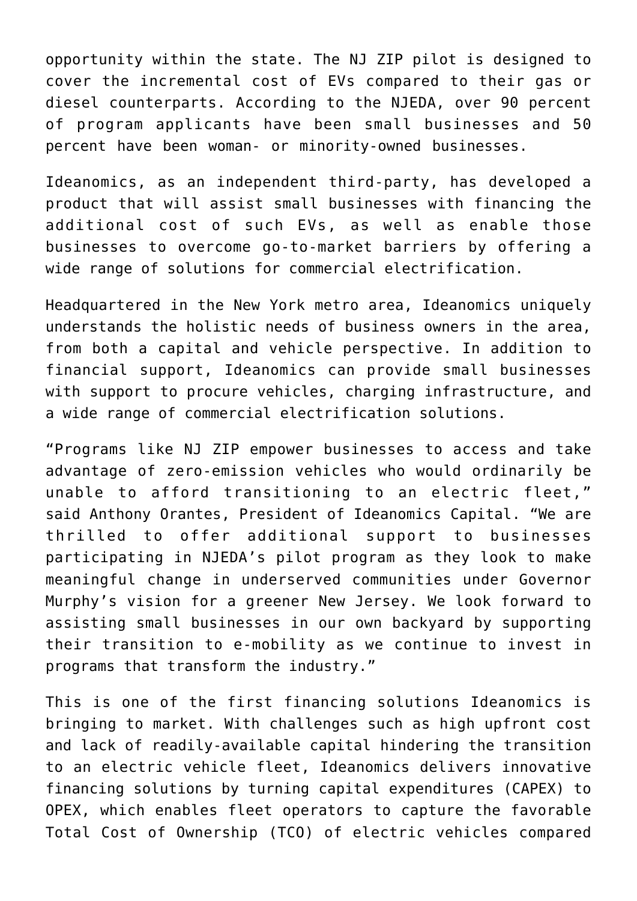opportunity within the state. The NJ ZIP pilot is designed to cover the incremental cost of EVs compared to their gas or diesel counterparts. According to the NJEDA, over 90 percent of program applicants have been small businesses and 50 percent have been woman- or minority-owned businesses.

Ideanomics, as an independent third-party, has developed a product that will assist small businesses with financing the additional cost of such EVs, as well as enable those businesses to overcome go-to-market barriers by offering a wide range of solutions for commercial electrification.

Headquartered in the New York metro area, Ideanomics uniquely understands the holistic needs of business owners in the area, from both a capital and vehicle perspective. In addition to financial support, Ideanomics can provide small businesses with support to procure vehicles, charging infrastructure, and a wide range of commercial electrification solutions.

"Programs like NJ ZIP empower businesses to access and take advantage of zero-emission vehicles who would ordinarily be unable to afford transitioning to an electric fleet," said Anthony Orantes, President of Ideanomics Capital. "We are thrilled to offer additional support to businesses participating in NJEDA's pilot program as they look to make meaningful change in underserved communities under Governor Murphy's vision for a greener New Jersey. We look forward to assisting small businesses in our own backyard by supporting their transition to e-mobility as we continue to invest in programs that transform the industry."

This is one of the first financing solutions Ideanomics is bringing to market. With challenges such as high upfront cost and lack of readily-available capital hindering the transition to an electric vehicle fleet, Ideanomics delivers innovative financing solutions by turning capital expenditures (CAPEX) to OPEX, which enables fleet operators to capture the favorable Total Cost of Ownership (TCO) of electric vehicles compared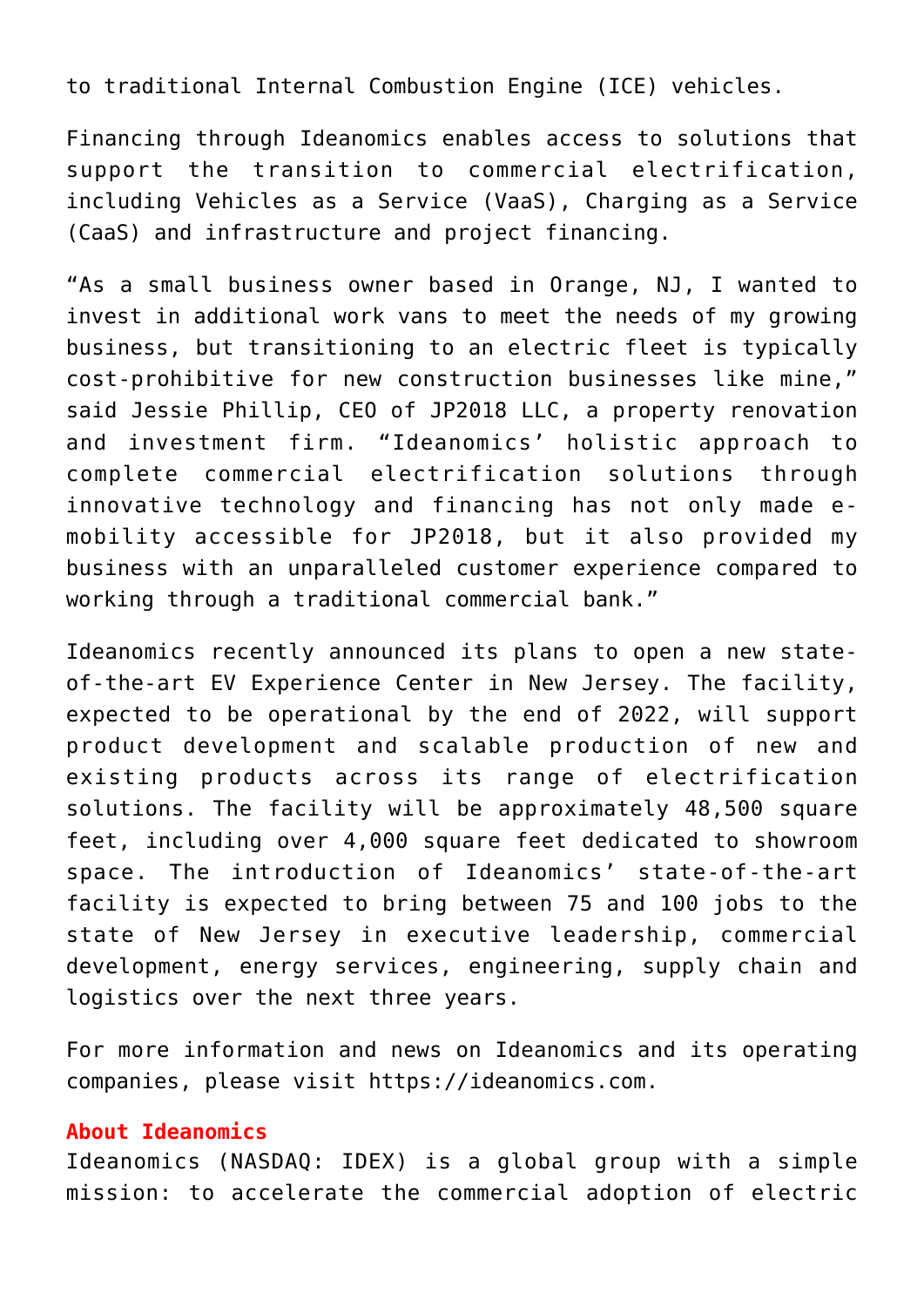to traditional Internal Combustion Engine (ICE) vehicles.

Financing through Ideanomics enables access to solutions that support the transition to commercial electrification, including Vehicles as a Service (VaaS), Charging as a Service (CaaS) and infrastructure and project financing.

"As a small business owner based in Orange, NJ, I wanted to invest in additional work vans to meet the needs of my growing business, but transitioning to an electric fleet is typically cost-prohibitive for new construction businesses like mine," said Jessie Phillip, CEO of JP2018 LLC, a property renovation and investment firm. "Ideanomics' holistic approach to complete commercial electrification solutions through innovative technology and financing has not only made e-mobility accessible for JP2018, but it also provided my business with an unparalleled customer experience compared to working through a traditional commercial bank."

Ideanomics recently announced its plans to open a new state-of-the-art EV Experience Center in New Jersey. The facility, expected to be operational by the end of 2022, will support product development and scalable production of new and existing products across its range of electrification solutions. The facility will be approximately 48,500 square feet, including over 4,000 square feet dedicated to showroom space. The introduction of Ideanomics' state-of-the-art facility is expected to bring between 75 and 100 jobs to the state of New Jersey in executive leadership, commercial development, energy services, engineering, supply chain and logistics over the next three years.

For more information and news on Ideanomics and its operating companies, please visit https://ideanomics.com.

**About Ideanomics**

Ideanomics (NASDAQ: IDEX) is a global group with a simple mission: to accelerate the commercial adoption of electric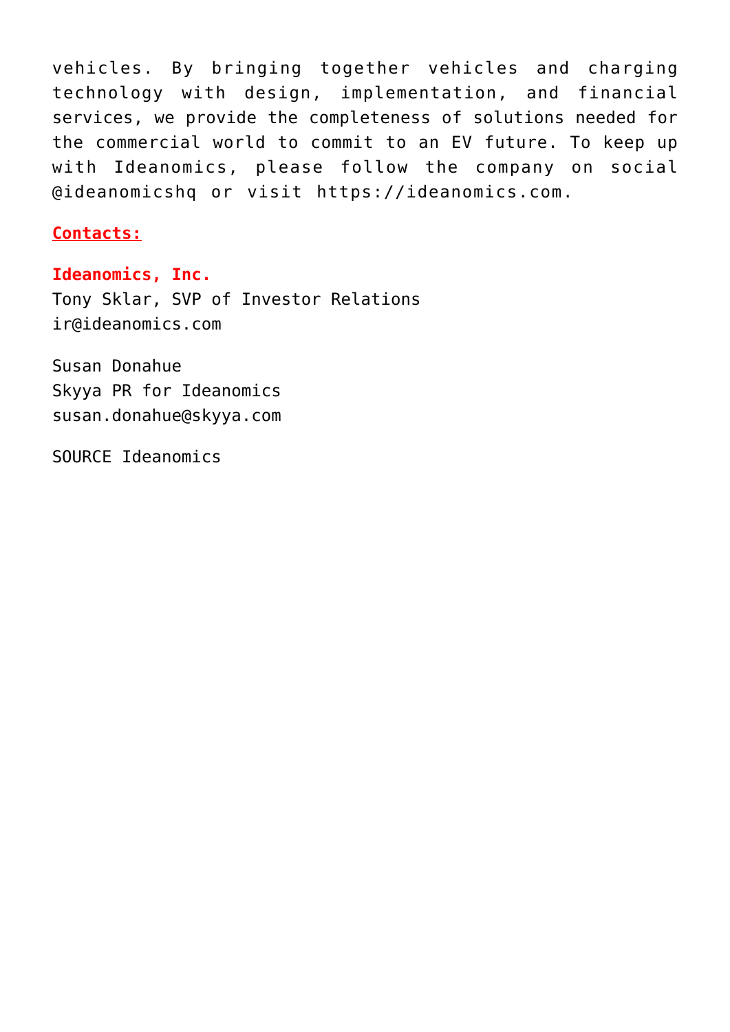vehicles. By bringing together vehicles and charging technology with design, implementation, and financial services, we provide the completeness of solutions needed for the commercial world to commit to an EV future. To keep up with Ideanomics, please follow the company on social @ideanomicshq or visit https://ideanomics.com.

**Contacts:**

**Ideanomics, Inc.**
Tony Sklar, SVP of Investor Relations
ir@ideanomics.com

Susan Donahue
Skyya PR for Ideanomics
susan.donahue@skyya.com

SOURCE Ideanomics